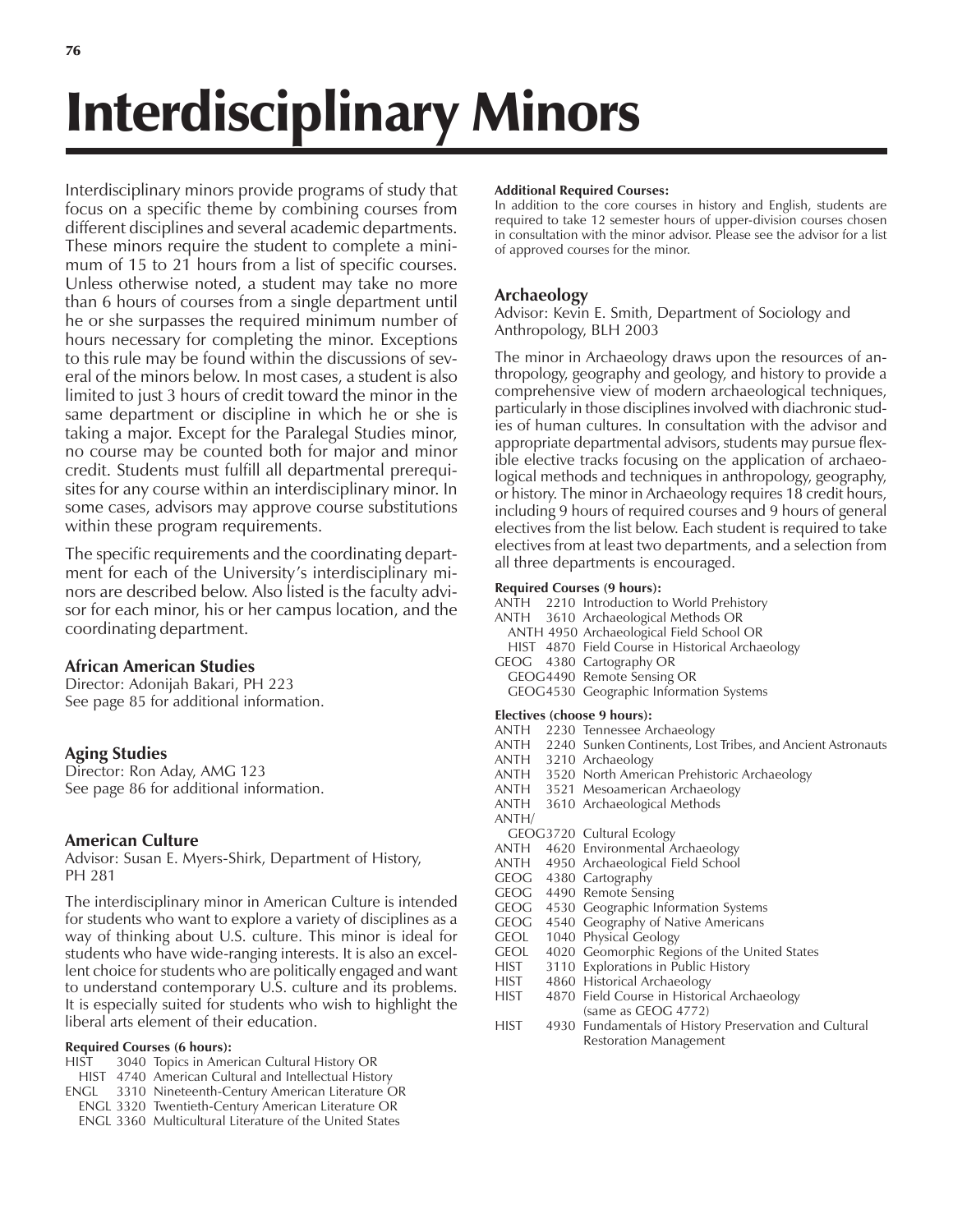# Interdisciplinary Minors

Interdisciplinary minors provide programs of study that focus on a specific theme by combining courses from different disciplines and several academic departments. These minors require the student to complete a minimum of 15 to 21 hours from a list of specific courses. Unless otherwise noted, a student may take no more than 6 hours of courses from a single department until he or she surpasses the required minimum number of hours necessary for completing the minor. Exceptions to this rule may be found within the discussions of several of the minors below. In most cases, a student is also limited to just 3 hours of credit toward the minor in the same department or discipline in which he or she is taking a major. Except for the Paralegal Studies minor, no course may be counted both for major and minor credit. Students must fulfill all departmental prerequisites for any course within an interdisciplinary minor. In some cases, advisors may approve course substitutions within these program requirements.

The specific requirements and the coordinating department for each of the University's interdisciplinary minors are described below. Also listed is the faculty advisor for each minor, his or her campus location, and the coordinating department.

### African American Studies

Director: Adonijah Bakari, PH 223
See page 85 for additional information.

### Aging Studies

Director: Ron Aday, AMG 123
See page 86 for additional information.

### American Culture

Advisor: Susan E. Myers-Shirk, Department of History, PH 281

The interdisciplinary minor in American Culture is intended for students who want to explore a variety of disciplines as a way of thinking about U.S. culture. This minor is ideal for students who have wide-ranging interests. It is also an excellent choice for students who are politically engaged and want to understand contemporary U.S. culture and its problems. It is especially suited for students who wish to highlight the liberal arts element of their education.

**Required Courses (6 hours):**

HIST 3040 Topics in American Cultural History OR
  HIST 4740 American Cultural and Intellectual History
ENGL 3310 Nineteenth-Century American Literature OR
  ENGL 3320 Twentieth-Century American Literature OR
  ENGL 3360 Multicultural Literature of the United States

**Additional Required Courses:**

In addition to the core courses in history and English, students are required to take 12 semester hours of upper-division courses chosen in consultation with the minor advisor. Please see the advisor for a list of approved courses for the minor.

### Archaeology

Advisor: Kevin E. Smith, Department of Sociology and Anthropology, BLH 2003

The minor in Archaeology draws upon the resources of anthropology, geography and geology, and history to provide a comprehensive view of modern archaeological techniques, particularly in those disciplines involved with diachronic studies of human cultures. In consultation with the advisor and appropriate departmental advisors, students may pursue flexible elective tracks focusing on the application of archaeological methods and techniques in anthropology, geography, or history. The minor in Archaeology requires 18 credit hours, including 9 hours of required courses and 9 hours of general electives from the list below. Each student is required to take electives from at least two departments, and a selection from all three departments is encouraged.

**Required Courses (9 hours):**

ANTH 2210 Introduction to World Prehistory
ANTH 3610 Archaeological Methods OR
  ANTH 4950 Archaeological Field School OR
  HIST 4870 Field Course in Historical Archaeology
GEOG 4380 Cartography OR
  GEOG4490 Remote Sensing OR
  GEOG4530 Geographic Information Systems

**Electives (choose 9 hours):**

ANTH 2230 Tennessee Archaeology
ANTH 2240 Sunken Continents, Lost Tribes, and Ancient Astronauts
ANTH 3210 Archaeology
ANTH 3520 North American Prehistoric Archaeology
ANTH 3521 Mesoamerican Archaeology
ANTH 3610 Archaeological Methods
ANTH/GEOG3720 Cultural Ecology
ANTH 4620 Environmental Archaeology
ANTH 4950 Archaeological Field School
GEOG 4380 Cartography
GEOG 4490 Remote Sensing
GEOG 4530 Geographic Information Systems
GEOG 4540 Geography of Native Americans
GEOL 1040 Physical Geology
GEOL 4020 Geomorphic Regions of the United States
HIST 3110 Explorations in Public History
HIST 4860 Historical Archaeology
HIST 4870 Field Course in Historical Archaeology (same as GEOG 4772)
HIST 4930 Fundamentals of History Preservation and Cultural Restoration Management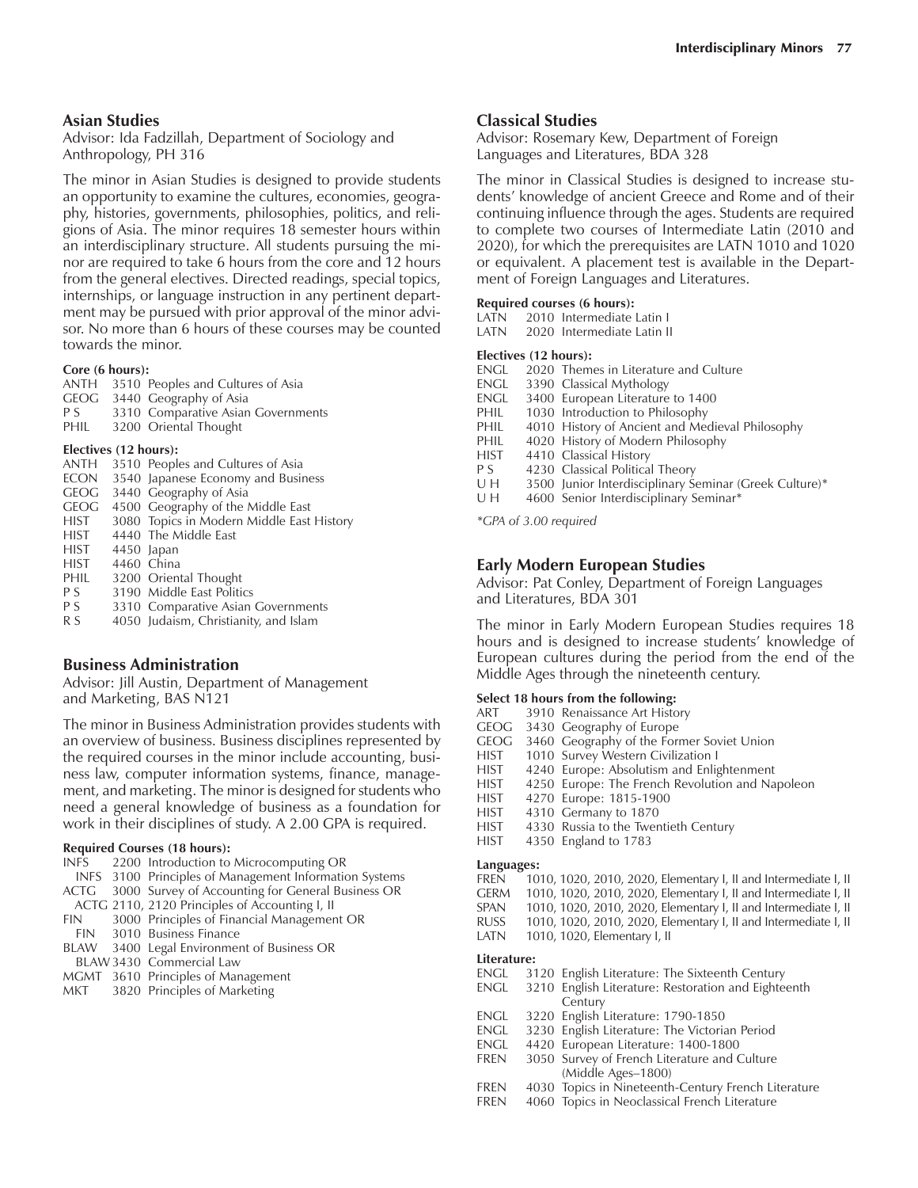## Asian Studies

Advisor: Ida Fadzillah, Department of Sociology and Anthropology, PH 316

The minor in Asian Studies is designed to provide students an opportunity to examine the cultures, economies, geography, histories, governments, philosophies, politics, and religions of Asia. The minor requires 18 semester hours within an interdisciplinary structure. All students pursuing the minor are required to take 6 hours from the core and 12 hours from the general electives. Directed readings, special topics, internships, or language instruction in any pertinent department may be pursued with prior approval of the minor advisor. No more than 6 hours of these courses may be counted towards the minor.

**Core (6 hours):**

- ANTH 3510 Peoples and Cultures of Asia
- GEOG 3440 Geography of Asia
- P S 3310 Comparative Asian Governments
- PHIL 3200 Oriental Thought

**Electives (12 hours):**

- ANTH 3510 Peoples and Cultures of Asia
- ECON 3540 Japanese Economy and Business
- GEOG 3440 Geography of Asia
- GEOG 4500 Geography of the Middle East
- HIST 3080 Topics in Modern Middle East History
- HIST 4440 The Middle East
- HIST 4450 Japan
- HIST 4460 China
- PHIL 3200 Oriental Thought
- P S 3190 Middle East Politics
- P S 3310 Comparative Asian Governments
- R S 4050 Judaism, Christianity, and Islam

## Business Administration

Advisor: Jill Austin, Department of Management and Marketing, BAS N121

The minor in Business Administration provides students with an overview of business. Business disciplines represented by the required courses in the minor include accounting, business law, computer information systems, finance, management, and marketing. The minor is designed for students who need a general knowledge of business as a foundation for work in their disciplines of study. A 2.00 GPA is required.

**Required Courses (18 hours):**

- INFS 2200 Introduction to Microcomputing OR
  - INFS 3100 Principles of Management Information Systems
- ACTG 3000 Survey of Accounting for General Business OR
  - ACTG 2110, 2120 Principles of Accounting I, II
- FIN 3000 Principles of Financial Management OR
  - FIN 3010 Business Finance
- BLAW 3400 Legal Environment of Business OR
  - BLAW 3430 Commercial Law
- MGMT 3610 Principles of Management
- MKT 3820 Principles of Marketing

## Classical Studies

Advisor: Rosemary Kew, Department of Foreign Languages and Literatures, BDA 328

The minor in Classical Studies is designed to increase students' knowledge of ancient Greece and Rome and of their continuing influence through the ages. Students are required to complete two courses of Intermediate Latin (2010 and 2020), for which the prerequisites are LATN 1010 and 1020 or equivalent. A placement test is available in the Department of Foreign Languages and Literatures.

**Required courses (6 hours):**

- LATN 2010 Intermediate Latin I
- LATN 2020 Intermediate Latin II

**Electives (12 hours):**

- ENGL 2020 Themes in Literature and Culture
- ENGL 3390 Classical Mythology
- ENGL 3400 European Literature to 1400
- PHIL 1030 Introduction to Philosophy
- PHIL 4010 History of Ancient and Medieval Philosophy
- PHIL 4020 History of Modern Philosophy
- HIST 4410 Classical History
- P S 4230 Classical Political Theory
- U H 3500 Junior Interdisciplinary Seminar (Greek Culture)*
- U H 4600 Senior Interdisciplinary Seminar*

*\*GPA of 3.00 required*

## Early Modern European Studies

Advisor: Pat Conley, Department of Foreign Languages and Literatures, BDA 301

The minor in Early Modern European Studies requires 18 hours and is designed to increase students' knowledge of European cultures during the period from the end of the Middle Ages through the nineteenth century.

**Select 18 hours from the following:**

- ART 3910 Renaissance Art History
- GEOG 3430 Geography of Europe
- GEOG 3460 Geography of the Former Soviet Union
- HIST 1010 Survey Western Civilization I
- HIST 4240 Europe: Absolutism and Enlightenment
- HIST 4250 Europe: The French Revolution and Napoleon
- HIST 4270 Europe: 1815-1900
- HIST 4310 Germany to 1870
- HIST 4330 Russia to the Twentieth Century
- HIST 4350 England to 1783

**Languages:**

- FREN 1010, 1020, 2010, 2020, Elementary I, II and Intermediate I, II
- GERM 1010, 1020, 2010, 2020, Elementary I, II and Intermediate I, II
- SPAN 1010, 1020, 2010, 2020, Elementary I, II and Intermediate I, II
- RUSS 1010, 1020, 2010, 2020, Elementary I, II and Intermediate I, II
- LATN 1010, 1020, Elementary I, II

**Literature:**

- ENGL 3120 English Literature: The Sixteenth Century
- ENGL 3210 English Literature: Restoration and Eighteenth Century
- ENGL 3220 English Literature: 1790-1850
- ENGL 3230 English Literature: The Victorian Period
- ENGL 4420 European Literature: 1400-1800
- FREN 3050 Survey of French Literature and Culture (Middle Ages–1800)
- FREN 4030 Topics in Nineteenth-Century French Literature
- FREN 4060 Topics in Neoclassical French Literature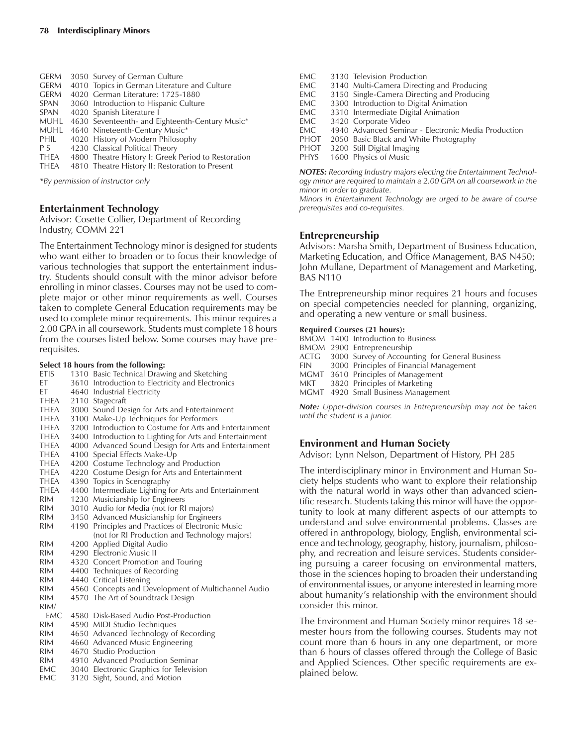GERM 3050 Survey of German Culture
GERM 4010 Topics in German Literature and Culture
GERM 4020 German Literature: 1725-1880
SPAN 3060 Introduction to Hispanic Culture
SPAN 4020 Spanish Literature I
MUHL 4630 Seventeenth- and Eighteenth-Century Music*
MUHL 4640 Nineteenth-Century Music*
PHIL 4020 History of Modern Philosophy
P S 4230 Classical Political Theory
THEA 4800 Theatre History I: Greek Period to Restoration
THEA 4810 Theatre History II: Restoration to Present

*By permission of instructor only*

## Entertainment Technology

Advisor: Cosette Collier, Department of Recording Industry, COMM 221

The Entertainment Technology minor is designed for students who want either to broaden or to focus their knowledge of various technologies that support the entertainment industry. Students should consult with the minor advisor before enrolling in minor classes. Courses may not be used to complete major or other minor requirements as well. Courses taken to complete General Education requirements may be used to complete minor requirements. This minor requires a 2.00 GPA in all coursework. Students must complete 18 hours from the courses listed below. Some courses may have prerequisites.

**Select 18 hours from the following:**

ETIS 1310 Basic Technical Drawing and Sketching
ET 3610 Introduction to Electricity and Electronics
ET 4640 Industrial Electricity
THEA 2110 Stagecraft
THEA 3000 Sound Design for Arts and Entertainment
THEA 3100 Make-Up Techniques for Performers
THEA 3200 Introduction to Costume for Arts and Entertainment
THEA 3400 Introduction to Lighting for Arts and Entertainment
THEA 4000 Advanced Sound Design for Arts and Entertainment
THEA 4100 Special Effects Make-Up
THEA 4200 Costume Technology and Production
THEA 4220 Costume Design for Arts and Entertainment
THEA 4390 Topics in Scenography
THEA 4400 Intermediate Lighting for Arts and Entertainment
RIM 1230 Musicianship for Engineers
RIM 3010 Audio for Media (not for RI majors)
RIM 3450 Advanced Musicianship for Engineers
RIM 4190 Principles and Practices of Electronic Music (not for RI Production and Technology majors)
RIM 4200 Applied Digital Audio
RIM 4290 Electronic Music II
RIM 4320 Concert Promotion and Touring
RIM 4400 Techniques of Recording
RIM 4440 Critical Listening
RIM 4560 Concepts and Development of Multichannel Audio
RIM 4570 The Art of Soundtrack Design
RIM/EMC 4580 Disk-Based Audio Post-Production
RIM 4590 MIDI Studio Techniques
RIM 4650 Advanced Technology of Recording
RIM 4660 Advanced Music Engineering
RIM 4670 Studio Production
RIM 4910 Advanced Production Seminar
EMC 3040 Electronic Graphics for Television
EMC 3120 Sight, Sound, and Motion
EMC 3130 Television Production
EMC 3140 Multi-Camera Directing and Producing
EMC 3150 Single-Camera Directing and Producing
EMC 3300 Introduction to Digital Animation
EMC 3310 Intermediate Digital Animation
EMC 3420 Corporate Video
EMC 4940 Advanced Seminar - Electronic Media Production
PHOT 2050 Basic Black and White Photography
PHOT 3200 Still Digital Imaging
PHYS 1600 Physics of Music

***NOTES:*** *Recording Industry majors electing the Entertainment Technology minor are required to maintain a 2.00 GPA on all coursework in the minor in order to graduate.*
*Minors in Entertainment Technology are urged to be aware of course prerequisites and co-requisites.*

## Entrepreneurship

Advisors: Marsha Smith, Department of Business Education, Marketing Education, and Office Management, BAS N450; John Mullane, Department of Management and Marketing, BAS N110

The Entrepreneurship minor requires 21 hours and focuses on special competencies needed for planning, organizing, and operating a new venture or small business.

**Required Courses (21 hours):**

BMOM 1400 Introduction to Business
BMOM 2900 Entrepreneurship
ACTG 3000 Survey of Accounting for General Business
FIN 3000 Principles of Financial Management
MGMT 3610 Principles of Management
MKT 3820 Principles of Marketing
MGMT 4920 Small Business Management

***Note:*** *Upper-division courses in Entrepreneurship may not be taken until the student is a junior.*

## Environment and Human Society

Advisor: Lynn Nelson, Department of History, PH 285

The interdisciplinary minor in Environment and Human Society helps students who want to explore their relationship with the natural world in ways other than advanced scientific research. Students taking this minor will have the opportunity to look at many different aspects of our attempts to understand and solve environmental problems. Classes are offered in anthropology, biology, English, environmental science and technology, geography, history, journalism, philosophy, and recreation and leisure services. Students considering pursuing a career focusing on environmental matters, those in the sciences hoping to broaden their understanding of environmental issues, or anyone interested in learning more about humanity's relationship with the environment should consider this minor.

The Environment and Human Society minor requires 18 semester hours from the following courses. Students may not count more than 6 hours in any one department, or more than 6 hours of classes offered through the College of Basic and Applied Sciences. Other specific requirements are explained below.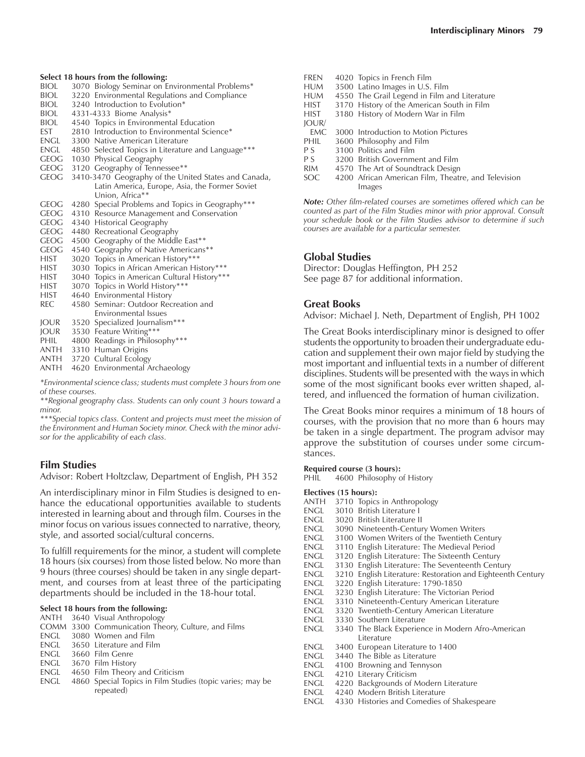**Select 18 hours from the following:**

- BIOL 3070 Biology Seminar on Environmental Problems*
- BIOL 3220 Environmental Regulations and Compliance
- BIOL 3240 Introduction to Evolution*
- BIOL 4331-4333 Biome Analysis*
- BIOL 4540 Topics in Environmental Education
- EST 2810 Introduction to Environmental Science*
- ENGL 3300 Native American Literature
- ENGL 4850 Selected Topics in Literature and Language***
- GEOG 1030 Physical Geography
- GEOG 3120 Geography of Tennessee**
- GEOG 3410-3470 Geography of the United States and Canada, Latin America, Europe, Asia, the Former Soviet Union, Africa**
- GEOG 4280 Special Problems and Topics in Geography***
- GEOG 4310 Resource Management and Conservation
- GEOG 4340 Historical Geography
- GEOG 4480 Recreational Geography
- GEOG 4500 Geography of the Middle East**
- GEOG 4540 Geography of Native Americans**
- HIST 3020 Topics in American History***
- HIST 3030 Topics in African American History***
- HIST 3040 Topics in American Cultural History***
- HIST 3070 Topics in World History***
- HIST 4640 Environmental History
- REC 4580 Seminar: Outdoor Recreation and Environmental Issues
- JOUR 3520 Specialized Journalism***
- JOUR 3530 Feature Writing***
- PHIL 4800 Readings in Philosophy***
- ANTH 3310 Human Origins
- ANTH 3720 Cultural Ecology
- ANTH 4620 Environmental Archaeology

*Environmental science class; students must complete 3 hours from one of these courses.*

*\*\*Regional geography class. Students can only count 3 hours toward a minor.*

*\*\*\*Special topics class. Content and projects must meet the mission of the Environment and Human Society minor. Check with the minor advisor for the applicability of each class.*

## Film Studies

Advisor: Robert Holtzclaw, Department of English, PH 352

An interdisciplinary minor in Film Studies is designed to enhance the educational opportunities available to students interested in learning about and through film. Courses in the minor focus on various issues connected to narrative, theory, style, and assorted social/cultural concerns.

To fulfill requirements for the minor, a student will complete 18 hours (six courses) from those listed below. No more than 9 hours (three courses) should be taken in any single department, and courses from at least three of the participating departments should be included in the 18-hour total.

**Select 18 hours from the following:**

- ANTH 3640 Visual Anthropology
- COMM 3300 Communication Theory, Culture, and Films
- ENGL 3080 Women and Film
- ENGL 3650 Literature and Film
- ENGL 3660 Film Genre
- ENGL 3670 Film History
- ENGL 4650 Film Theory and Criticism
- ENGL 4860 Special Topics in Film Studies (topic varies; may be repeated)
- FREN 4020 Topics in French Film
- HUM 3500 Latino Images in U.S. Film
- HUM 4550 The Grail Legend in Film and Literature
- HIST 3170 History of the American South in Film
- HIST 3180 History of Modern War in Film
- JOUR/EMC 3000 Introduction to Motion Pictures
- PHIL 3600 Philosophy and Film
- P S 3100 Politics and Film
- P S 3200 British Government and Film
- RIM 4570 The Art of Soundtrack Design
- SOC 4200 African American Film, Theatre, and Television Images

***Note:*** *Other film-related courses are sometimes offered which can be counted as part of the Film Studies minor with prior approval. Consult your schedule book or the Film Studies advisor to determine if such courses are available for a particular semester.*

## Global Studies

Director: Douglas Heffington, PH 252
See page 87 for additional information.

## Great Books

Advisor: Michael J. Neth, Department of English, PH 1002

The Great Books interdisciplinary minor is designed to offer students the opportunity to broaden their undergraduate education and supplement their own major field by studying the most important and influential texts in a number of different disciplines. Students will be presented with the ways in which some of the most significant books ever written shaped, altered, and influenced the formation of human civilization.

The Great Books minor requires a minimum of 18 hours of courses, with the provision that no more than 6 hours may be taken in a single department. The program advisor may approve the substitution of courses under some circumstances.

**Required course (3 hours):**

- PHIL 4600 Philosophy of History

**Electives (15 hours):**

- ANTH 3710 Topics in Anthropology
- ENGL 3010 British Literature I
- ENGL 3020 British Literature II
- ENGL 3090 Nineteenth-Century Women Writers
- ENGL 3100 Women Writers of the Twentieth Century
- ENGL 3110 English Literature: The Medieval Period
- ENGL 3120 English Literature: The Sixteenth Century
- ENGL 3130 English Literature: The Seventeenth Century
- ENGL 3210 English Literature: Restoration and Eighteenth Century
- ENGL 3220 English Literature: 1790-1850
- ENGL 3230 English Literature: The Victorian Period
- ENGL 3310 Nineteenth-Century American Literature
- ENGL 3320 Twentieth-Century American Literature
- ENGL 3330 Southern Literature
- ENGL 3340 The Black Experience in Modern Afro-American Literature
- ENGL 3400 European Literature to 1400
- ENGL 3440 The Bible as Literature
- ENGL 4100 Browning and Tennyson
- ENGL 4210 Literary Criticism
- ENGL 4220 Backgrounds of Modern Literature
- ENGL 4240 Modern British Literature
- ENGL 4330 Histories and Comedies of Shakespeare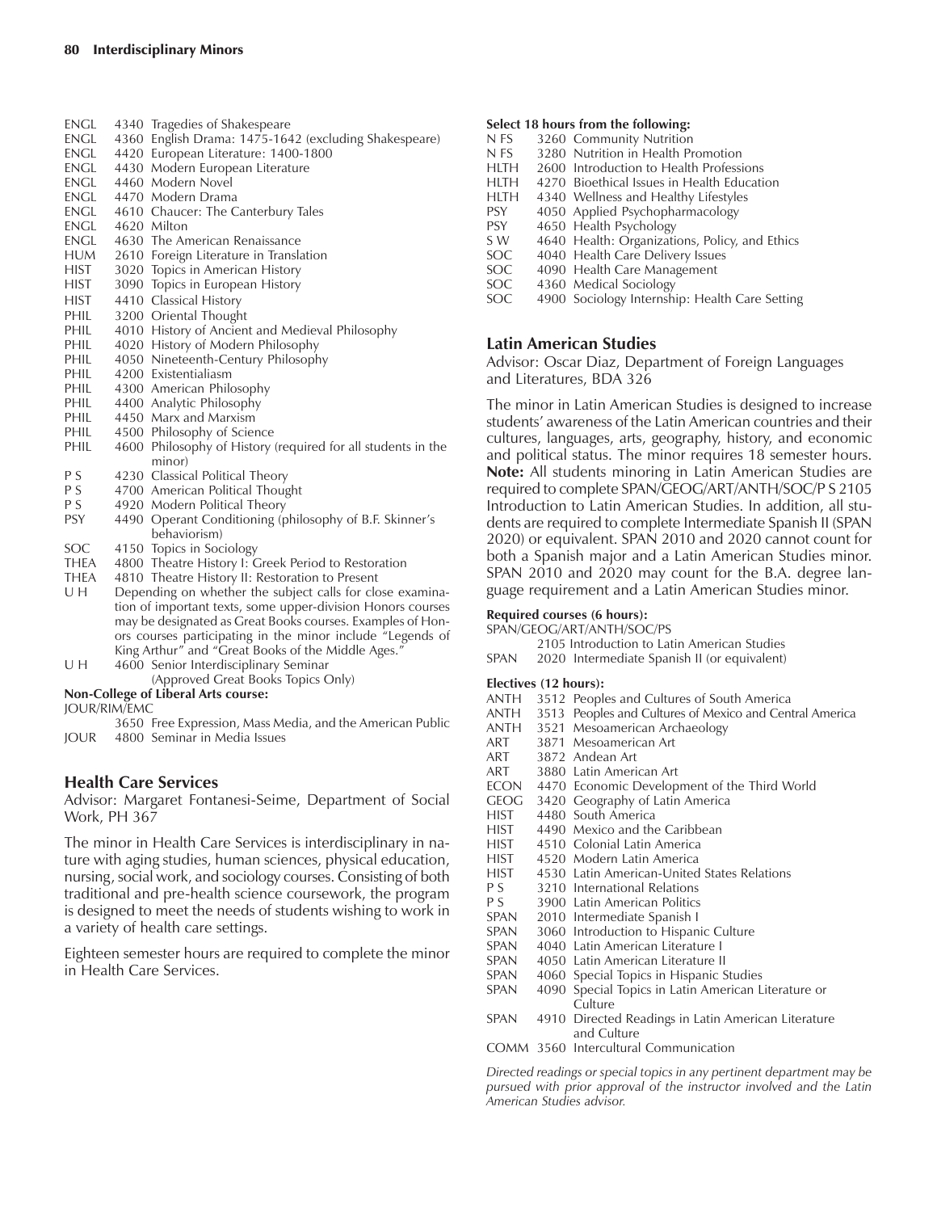ENGL 4340 Tragedies of Shakespeare
ENGL 4360 English Drama: 1475-1642 (excluding Shakespeare)
ENGL 4420 European Literature: 1400-1800
ENGL 4430 Modern European Literature
ENGL 4460 Modern Novel
ENGL 4470 Modern Drama
ENGL 4610 Chaucer: The Canterbury Tales
ENGL 4620 Milton
ENGL 4630 The American Renaissance
HUM 2610 Foreign Literature in Translation
HIST 3020 Topics in American History
HIST 3090 Topics in European History
HIST 4410 Classical History
PHIL 3200 Oriental Thought
PHIL 4010 History of Ancient and Medieval Philosophy
PHIL 4020 History of Modern Philosophy
PHIL 4050 Nineteenth-Century Philosophy
PHIL 4200 Existentialiasm
PHIL 4300 American Philosophy
PHIL 4400 Analytic Philosophy
PHIL 4450 Marx and Marxism
PHIL 4500 Philosophy of Science
PHIL 4600 Philosophy of History (required for all students in the minor)
P S 4230 Classical Political Theory
P S 4700 American Political Thought
P S 4920 Modern Political Theory
PSY 4490 Operant Conditioning (philosophy of B.F. Skinner's behaviorism)
SOC 4150 Topics in Sociology
THEA 4800 Theatre History I: Greek Period to Restoration
THEA 4810 Theatre History II: Restoration to Present
U H Depending on whether the subject calls for close examination of important texts, some upper-division Honors courses may be designated as Great Books courses. Examples of Honors courses participating in the minor include "Legends of King Arthur" and "Great Books of the Middle Ages."
U H 4600 Senior Interdisciplinary Seminar (Approved Great Books Topics Only)

**Non-College of Liberal Arts course:**

JOUR/RIM/EMC
3650 Free Expression, Mass Media, and the American Public
JOUR 4800 Seminar in Media Issues

## Health Care Services

Advisor: Margaret Fontanesi-Seime, Department of Social Work, PH 367

The minor in Health Care Services is interdisciplinary in nature with aging studies, human sciences, physical education, nursing, social work, and sociology courses. Consisting of both traditional and pre-health science coursework, the program is designed to meet the needs of students wishing to work in a variety of health care settings.

Eighteen semester hours are required to complete the minor in Health Care Services.

**Select 18 hours from the following:**

N FS 3260 Community Nutrition
N FS 3280 Nutrition in Health Promotion
HLTH 2600 Introduction to Health Professions
HLTH 4270 Bioethical Issues in Health Education
HLTH 4340 Wellness and Healthy Lifestyles
PSY 4050 Applied Psychopharmacology
PSY 4650 Health Psychology
S W 4640 Health: Organizations, Policy, and Ethics
SOC 4040 Health Care Delivery Issues
SOC 4090 Health Care Management
SOC 4360 Medical Sociology
SOC 4900 Sociology Internship: Health Care Setting

## Latin American Studies

Advisor: Oscar Diaz, Department of Foreign Languages and Literatures, BDA 326

The minor in Latin American Studies is designed to increase students' awareness of the Latin American countries and their cultures, languages, arts, geography, history, and economic and political status. The minor requires 18 semester hours. **Note:** All students minoring in Latin American Studies are required to complete SPAN/GEOG/ART/ANTH/SOC/P S 2105 Introduction to Latin American Studies. In addition, all students are required to complete Intermediate Spanish II (SPAN 2020) or equivalent. SPAN 2010 and 2020 cannot count for both a Spanish major and a Latin American Studies minor. SPAN 2010 and 2020 may count for the B.A. degree language requirement and a Latin American Studies minor.

**Required courses (6 hours):**

SPAN/GEOG/ART/ANTH/SOC/PS
2105 Introduction to Latin American Studies
SPAN 2020 Intermediate Spanish II (or equivalent)

**Electives (12 hours):**

ANTH 3512 Peoples and Cultures of South America
ANTH 3513 Peoples and Cultures of Mexico and Central America
ANTH 3521 Mesoamerican Archaeology
ART 3871 Mesoamerican Art
ART 3872 Andean Art
ART 3880 Latin American Art
ECON 4470 Economic Development of the Third World
GEOG 3420 Geography of Latin America
HIST 4480 South America
HIST 4490 Mexico and the Caribbean
HIST 4510 Colonial Latin America
HIST 4520 Modern Latin America
HIST 4530 Latin American-United States Relations
P S 3210 International Relations
P S 3900 Latin American Politics
SPAN 2010 Intermediate Spanish I
SPAN 3060 Introduction to Hispanic Culture
SPAN 4040 Latin American Literature I
SPAN 4050 Latin American Literature II
SPAN 4060 Special Topics in Hispanic Studies
SPAN 4090 Special Topics in Latin American Literature or Culture
SPAN 4910 Directed Readings in Latin American Literature and Culture
COMM 3560 Intercultural Communication

*Directed readings or special topics in any pertinent department may be pursued with prior approval of the instructor involved and the Latin American Studies advisor.*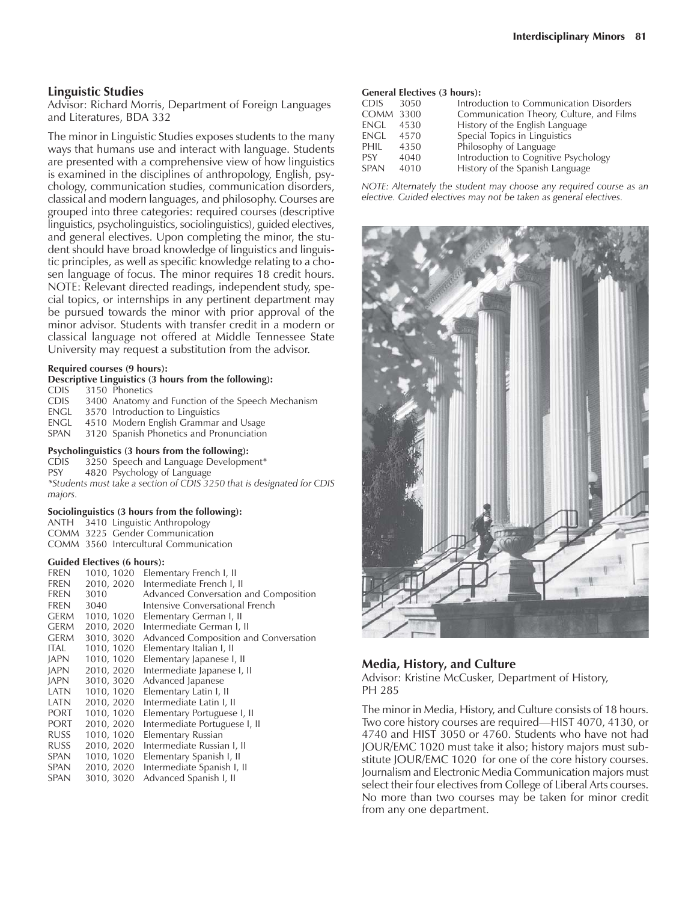## Linguistic Studies

Advisor: Richard Morris, Department of Foreign Languages and Literatures, BDA 332

The minor in Linguistic Studies exposes students to the many ways that humans use and interact with language. Students are presented with a comprehensive view of how linguistics is examined in the disciplines of anthropology, English, psychology, communication studies, communication disorders, classical and modern languages, and philosophy. Courses are grouped into three categories: required courses (descriptive linguistics, psycholinguistics, sociolinguistics), guided electives, and general electives. Upon completing the minor, the student should have broad knowledge of linguistics and linguistic principles, as well as specific knowledge relating to a chosen language of focus. The minor requires 18 credit hours. NOTE: Relevant directed readings, independent study, special topics, or internships in any pertinent department may be pursued towards the minor with prior approval of the minor advisor. Students with transfer credit in a modern or classical language not offered at Middle Tennessee State University may request a substitution from the advisor.

**Required courses (9 hours):**

**Descriptive Linguistics (3 hours from the following):**

| | | |
|---|---|---|
| CDIS | 3150 | Phonetics |
| CDIS | 3400 | Anatomy and Function of the Speech Mechanism |
| ENGL | 3570 | Introduction to Linguistics |
| ENGL | 4510 | Modern English Grammar and Usage |
| SPAN | 3120 | Spanish Phonetics and Pronunciation |

**Psycholinguistics (3 hours from the following):**

| | | |
|---|---|---|
| CDIS | 3250 | Speech and Language Development* |
| PSY | 4820 | Psychology of Language |

*\*Students must take a section of CDIS 3250 that is designated for CDIS majors.*

**Sociolinguistics (3 hours from the following):**

| | | |
|---|---|---|
| ANTH | 3410 | Linguistic Anthropology |
| COMM | 3225 | Gender Communication |
| COMM | 3560 | Intercultural Communication |

**Guided Electives (6 hours):**

| | | |
|---|---|---|
| FREN | 1010, 1020 | Elementary French I, II |
| FREN | 2010, 2020 | Intermediate French I, II |
| FREN | 3010 | Advanced Conversation and Composition |
| FREN | 3040 | Intensive Conversational French |
| GERM | 1010, 1020 | Elementary German I, II |
| GERM | 2010, 2020 | Intermediate German I, II |
| GERM | 3010, 3020 | Advanced Composition and Conversation |
| ITAL | 1010, 1020 | Elementary Italian I, II |
| JAPN | 1010, 1020 | Elementary Japanese I, II |
| JAPN | 2010, 2020 | Intermediate Japanese I, II |
| JAPN | 3010, 3020 | Advanced Japanese |
| LATN | 1010, 1020 | Elementary Latin I, II |
| LATN | 2010, 2020 | Intermediate Latin I, II |
| PORT | 1010, 1020 | Elementary Portuguese I, II |
| PORT | 2010, 2020 | Intermediate Portuguese I, II |
| RUSS | 1010, 1020 | Elementary Russian |
| RUSS | 2010, 2020 | Intermediate Russian I, II |
| SPAN | 1010, 1020 | Elementary Spanish I, II |
| SPAN | 2010, 2020 | Intermediate Spanish I, II |
| SPAN | 3010, 3020 | Advanced Spanish I, II |

**General Electives (3 hours):**

| | | |
|---|---|---|
| CDIS | 3050 | Introduction to Communication Disorders |
| COMM | 3300 | Communication Theory, Culture, and Films |
| ENGL | 4530 | History of the English Language |
| ENGL | 4570 | Special Topics in Linguistics |
| PHIL | 4350 | Philosophy of Language |
| PSY | 4040 | Introduction to Cognitive Psychology |
| SPAN | 4010 | History of the Spanish Language |

*NOTE: Alternately the student may choose any required course as an elective. Guided electives may not be taken as general electives.*

## Media, History, and Culture

Advisor: Kristine McCusker, Department of History, PH 285

The minor in Media, History, and Culture consists of 18 hours. Two core history courses are required—HIST 4070, 4130, or 4740 and HIST 3050 or 4760. Students who have not had JOUR/EMC 1020 must take it also; history majors must substitute JOUR/EMC 1020 for one of the core history courses. Journalism and Electronic Media Communication majors must select their four electives from College of Liberal Arts courses. No more than two courses may be taken for minor credit from any one department.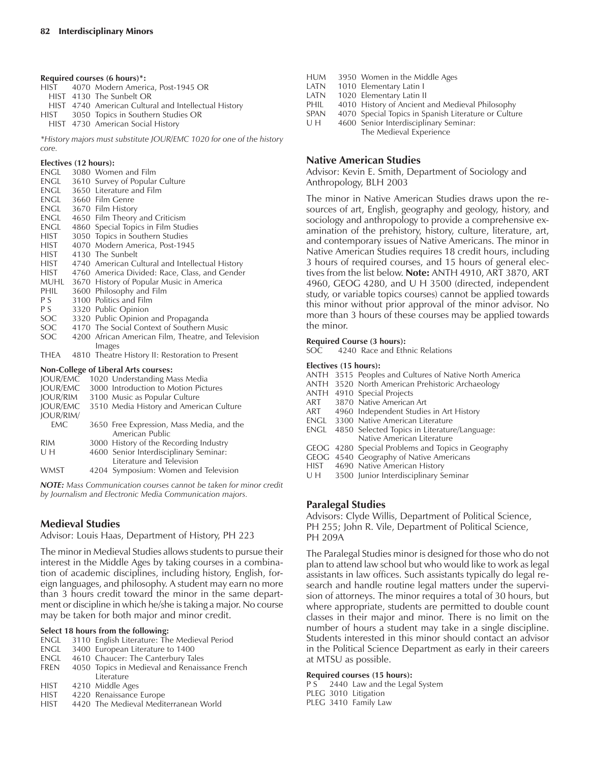**Required courses (6 hours)*:**

HIST 4070 Modern America, Post-1945 OR
  HIST 4130 The Sunbelt OR
  HIST 4740 American Cultural and Intellectual History
HIST 3050 Topics in Southern Studies OR
  HIST 4730 American Social History

*History majors must substitute JOUR/EMC 1020 for one of the history core.*

**Electives (12 hours):**

ENGL 3080 Women and Film
ENGL 3610 Survey of Popular Culture
ENGL 3650 Literature and Film
ENGL 3660 Film Genre
ENGL 3670 Film History
ENGL 4650 Film Theory and Criticism
ENGL 4860 Special Topics in Film Studies
HIST 3050 Topics in Southern Studies
HIST 4070 Modern America, Post-1945
HIST 4130 The Sunbelt
HIST 4740 American Cultural and Intellectual History
HIST 4760 America Divided: Race, Class, and Gender
MUHL 3670 History of Popular Music in America
PHIL 3600 Philosophy and Film
P S 3100 Politics and Film
P S 3320 Public Opinion
SOC 3320 Public Opinion and Propaganda
SOC 4170 The Social Context of Southern Music
SOC 4200 African American Film, Theatre, and Television Images
THEA 4810 Theatre History II: Restoration to Present

**Non-College of Liberal Arts courses:**

JOUR/EMC 1020 Understanding Mass Media
JOUR/EMC 3000 Introduction to Motion Pictures
JOUR/RIM 3100 Music as Popular Culture
JOUR/EMC 3510 Media History and American Culture
JOUR/RIM/EMC 3650 Free Expression, Mass Media, and the American Public
RIM 3000 History of the Recording Industry
U H 4600 Senior Interdisciplinary Seminar: Literature and Television
WMST 4204 Symposium: Women and Television

***NOTE:** Mass Communication courses cannot be taken for minor credit by Journalism and Electronic Media Communication majors.*

## Medieval Studies

Advisor: Louis Haas, Department of History, PH 223

The minor in Medieval Studies allows students to pursue their interest in the Middle Ages by taking courses in a combination of academic disciplines, including history, English, foreign languages, and philosophy. A student may earn no more than 3 hours credit toward the minor in the same department or discipline in which he/she is taking a major. No course may be taken for both major and minor credit.

**Select 18 hours from the following:**

ENGL 3110 English Literature: The Medieval Period
ENGL 3400 European Literature to 1400
ENGL 4610 Chaucer: The Canterbury Tales
FREN 4050 Topics in Medieval and Renaissance French Literature
HIST 4210 Middle Ages
HIST 4220 Renaissance Europe
HIST 4420 The Medieval Mediterranean World
HUM 3950 Women in the Middle Ages
LATN 1010 Elementary Latin I
LATN 1020 Elementary Latin II
PHIL 4010 History of Ancient and Medieval Philosophy
SPAN 4070 Special Topics in Spanish Literature or Culture
U H 4600 Senior Interdisciplinary Seminar: The Medieval Experience

## Native American Studies

Advisor: Kevin E. Smith, Department of Sociology and Anthropology, BLH 2003

The minor in Native American Studies draws upon the resources of art, English, geography and geology, history, and sociology and anthropology to provide a comprehensive examination of the prehistory, history, culture, literature, art, and contemporary issues of Native Americans. The minor in Native American Studies requires 18 credit hours, including 3 hours of required courses, and 15 hours of general electives from the list below. **Note:** ANTH 4910, ART 3870, ART 4960, GEOG 4280, and U H 3500 (directed, independent study, or variable topics courses) cannot be applied towards this minor without prior approval of the minor advisor. No more than 3 hours of these courses may be applied towards the minor.

**Required Course (3 hours):**

SOC 4240 Race and Ethnic Relations

**Electives (15 hours):**

ANTH 3515 Peoples and Cultures of Native North America
ANTH 3520 North American Prehistoric Archaeology
ANTH 4910 Special Projects
ART 3870 Native American Art
ART 4960 Independent Studies in Art History
ENGL 3300 Native American Literature
ENGL 4850 Selected Topics in Literature/Language: Native American Literature
GEOG 4280 Special Problems and Topics in Geography
GEOG 4540 Geography of Native Americans
HIST 4690 Native American History
U H 3500 Junior Interdisciplinary Seminar

## Paralegal Studies

Advisors: Clyde Willis, Department of Political Science, PH 255; John R. Vile, Department of Political Science, PH 209A

The Paralegal Studies minor is designed for those who do not plan to attend law school but who would like to work as legal assistants in law offices. Such assistants typically do legal research and handle routine legal matters under the supervision of attorneys. The minor requires a total of 30 hours, but where appropriate, students are permitted to double count classes in their major and minor. There is no limit on the number of hours a student may take in a single discipline. Students interested in this minor should contact an advisor in the Political Science Department as early in their careers at MTSU as possible.

**Required courses (15 hours):**

P S 2440 Law and the Legal System
PLEG 3010 Litigation
PLEG 3410 Family Law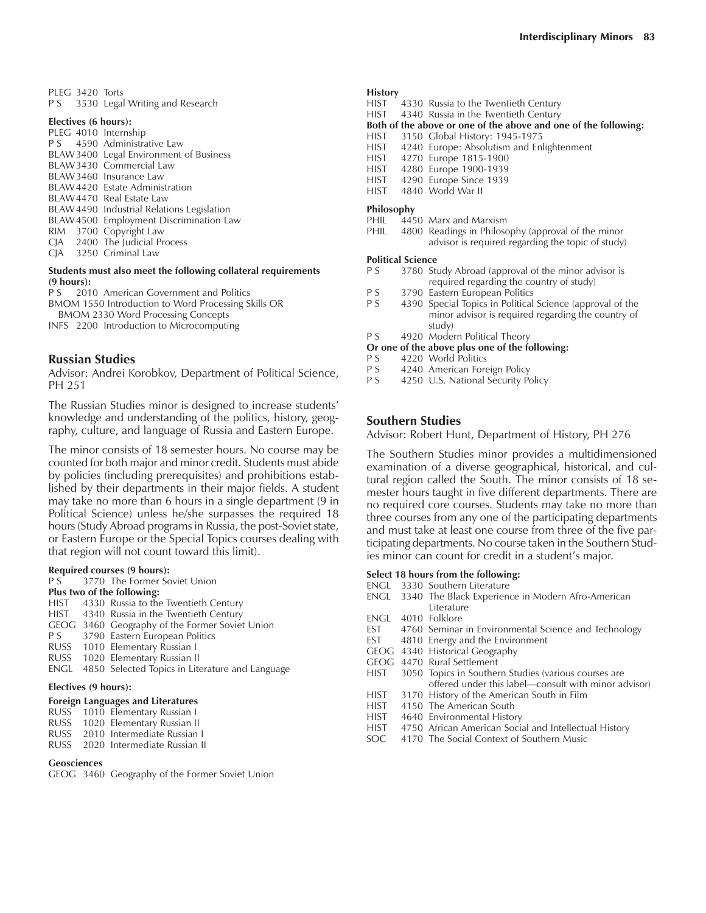PLEG 3420 Torts
P S 3530 Legal Writing and Research

**Electives (6 hours):**

PLEG 4010 Internship
P S 4590 Administrative Law
BLAW 3400 Legal Environment of Business
BLAW 3430 Commercial Law
BLAW 3460 Insurance Law
BLAW 4420 Estate Administration
BLAW 4470 Real Estate Law
BLAW 4490 Industrial Relations Legislation
BLAW 4500 Employment Discrimination Law
RIM 3700 Copyright Law
CJA 2400 The Judicial Process
CJA 3250 Criminal Law

**Students must also meet the following collateral requirements (9 hours):**

P S 2010 American Government and Politics
BMOM 1550 Introduction to Word Processing Skills OR
BMOM 2330 Word Processing Concepts
INFS 2200 Introduction to Microcomputing

## Russian Studies

Advisor: Andrei Korobkov, Department of Political Science, PH 251

The Russian Studies minor is designed to increase students' knowledge and understanding of the politics, history, geography, culture, and language of Russia and Eastern Europe.

The minor consists of 18 semester hours. No course may be counted for both major and minor credit. Students must abide by policies (including prerequisites) and prohibitions established by their departments in their major fields. A student may take no more than 6 hours in a single department (9 in Political Science) unless he/she surpasses the required 18 hours (Study Abroad programs in Russia, the post-Soviet state, or Eastern Europe or the Special Topics courses dealing with that region will not count toward this limit).

**Required courses (9 hours):**

P S 3770 The Former Soviet Union

**Plus two of the following:**

HIST 4330 Russia to the Twentieth Century
HIST 4340 Russia in the Twentieth Century
GEOG 3460 Geography of the Former Soviet Union
P S 3790 Eastern European Politics
RUSS 1010 Elementary Russian I
RUSS 1020 Elementary Russian II
ENGL 4850 Selected Topics in Literature and Language

**Electives (9 hours):**

**Foreign Languages and Literatures**

RUSS 1010 Elementary Russian I
RUSS 1020 Elementary Russian II
RUSS 2010 Intermediate Russian I
RUSS 2020 Intermediate Russian II

**Geosciences**

GEOG 3460 Geography of the Former Soviet Union

**History**

HIST 4330 Russia to the Twentieth Century
HIST 4340 Russia in the Twentieth Century

**Both of the above or one of the above and one of the following:**

HIST 3150 Global History: 1945-1975
HIST 4240 Europe: Absolutism and Enlightenment
HIST 4270 Europe 1815-1900
HIST 4280 Europe 1900-1939
HIST 4290 Europe Since 1939
HIST 4840 World War II

**Philosophy**

PHIL 4450 Marx and Marxism
PHIL 4800 Readings in Philosophy (approval of the minor advisor is required regarding the topic of study)

**Political Science**

P S 3780 Study Abroad (approval of the minor advisor is required regarding the country of study)
P S 3790 Eastern European Politics
P S 4390 Special Topics in Political Science (approval of the minor advisor is required regarding the country of study)
P S 4920 Modern Political Theory

**Or one of the above plus one of the following:**

P S 4220 World Politics
P S 4240 American Foreign Policy
P S 4250 U.S. National Security Policy

## Southern Studies

Advisor: Robert Hunt, Department of History, PH 276

The Southern Studies minor provides a multidimensioned examination of a diverse geographical, historical, and cultural region called the South. The minor consists of 18 semester hours taught in five different departments. There are no required core courses. Students may take no more than three courses from any one of the participating departments and must take at least one course from three of the five participating departments. No course taken in the Southern Studies minor can count for credit in a student's major.

**Select 18 hours from the following:**

ENGL 3330 Southern Literature
ENGL 3340 The Black Experience in Modern Afro-American Literature
ENGL 4010 Folklore
EST 4760 Seminar in Environmental Science and Technology
EST 4810 Energy and the Environment
GEOG 4340 Historical Geography
GEOG 4470 Rural Settlement
HIST 3050 Topics in Southern Studies (various courses are offered under this label—consult with minor advisor)
HIST 3170 History of the American South in Film
HIST 4150 The American South
HIST 4640 Environmental History
HIST 4750 African American Social and Intellectual History
SOC 4170 The Social Context of Southern Music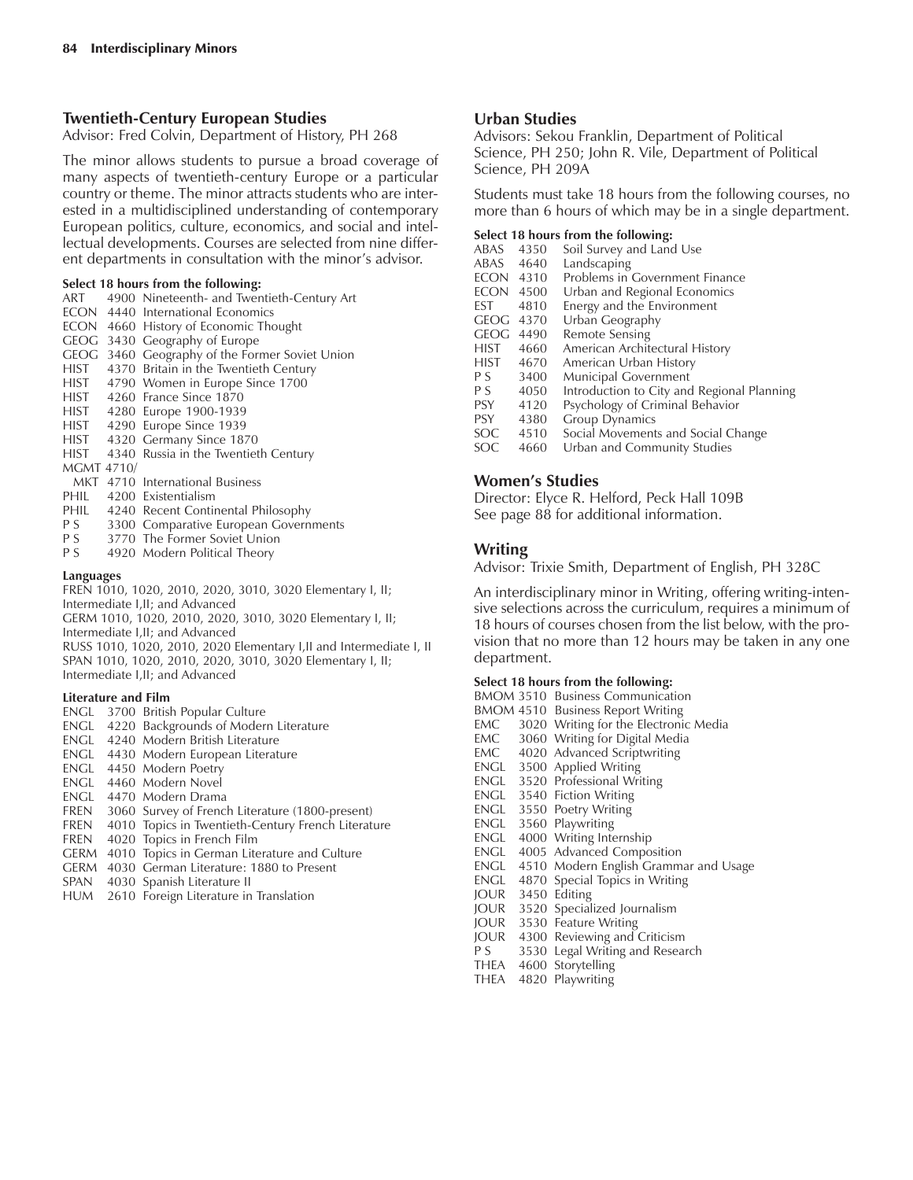## Twentieth-Century European Studies

Advisor: Fred Colvin, Department of History, PH 268

The minor allows students to pursue a broad coverage of many aspects of twentieth-century Europe or a particular country or theme. The minor attracts students who are interested in a multidisciplined understanding of contemporary European politics, culture, economics, and social and intellectual developments. Courses are selected from nine different departments in consultation with the minor's advisor.

**Select 18 hours from the following:**

ART 4900 Nineteenth- and Twentieth-Century Art
ECON 4440 International Economics
ECON 4660 History of Economic Thought
GEOG 3430 Geography of Europe
GEOG 3460 Geography of the Former Soviet Union
HIST 4370 Britain in the Twentieth Century
HIST 4790 Women in Europe Since 1700
HIST 4260 France Since 1870
HIST 4280 Europe 1900-1939
HIST 4290 Europe Since 1939
HIST 4320 Germany Since 1870
HIST 4340 Russia in the Twentieth Century
MGMT 4710/
MKT 4710 International Business
PHIL 4200 Existentialism
PHIL 4240 Recent Continental Philosophy
P S 3300 Comparative European Governments
P S 3770 The Former Soviet Union
P S 4920 Modern Political Theory

**Languages**

FREN 1010, 1020, 2010, 2020, 3010, 3020 Elementary I, II; Intermediate I,II; and Advanced
GERM 1010, 1020, 2010, 2020, 3010, 3020 Elementary I, II; Intermediate I,II; and Advanced
RUSS 1010, 1020, 2010, 2020 Elementary I,II and Intermediate I, II
SPAN 1010, 1020, 2010, 2020, 3010, 3020 Elementary I, II; Intermediate I,II; and Advanced

**Literature and Film**

ENGL 3700 British Popular Culture
ENGL 4220 Backgrounds of Modern Literature
ENGL 4240 Modern British Literature
ENGL 4430 Modern European Literature
ENGL 4450 Modern Poetry
ENGL 4460 Modern Novel
ENGL 4470 Modern Drama
FREN 3060 Survey of French Literature (1800-present)
FREN 4010 Topics in Twentieth-Century French Literature
FREN 4020 Topics in French Film
GERM 4010 Topics in German Literature and Culture
GERM 4030 German Literature: 1880 to Present
SPAN 4030 Spanish Literature II
HUM 2610 Foreign Literature in Translation

## Urban Studies

Advisors: Sekou Franklin, Department of Political Science, PH 250; John R. Vile, Department of Political Science, PH 209A

Students must take 18 hours from the following courses, no more than 6 hours of which may be in a single department.

**Select 18 hours from the following:**

ABAS 4350 Soil Survey and Land Use
ABAS 4640 Landscaping
ECON 4310 Problems in Government Finance
ECON 4500 Urban and Regional Economics
EST 4810 Energy and the Environment
GEOG 4370 Urban Geography
GEOG 4490 Remote Sensing
HIST 4660 American Architectural History
HIST 4670 American Urban History
P S 3400 Municipal Government
P S 4050 Introduction to City and Regional Planning
PSY 4120 Psychology of Criminal Behavior
PSY 4380 Group Dynamics
SOC 4510 Social Movements and Social Change
SOC 4660 Urban and Community Studies

## Women's Studies

Director: Elyce R. Helford, Peck Hall 109B
See page 88 for additional information.

## Writing

Advisor: Trixie Smith, Department of English, PH 328C

An interdisciplinary minor in Writing, offering writing-intensive selections across the curriculum, requires a minimum of 18 hours of courses chosen from the list below, with the provision that no more than 12 hours may be taken in any one department.

**Select 18 hours from the following:**

BMOM 3510 Business Communication
BMOM 4510 Business Report Writing
EMC 3020 Writing for the Electronic Media
EMC 3060 Writing for Digital Media
EMC 4020 Advanced Scriptwriting
ENGL 3500 Applied Writing
ENGL 3520 Professional Writing
ENGL 3540 Fiction Writing
ENGL 3550 Poetry Writing
ENGL 3560 Playwriting
ENGL 4000 Writing Internship
ENGL 4005 Advanced Composition
ENGL 4510 Modern English Grammar and Usage
ENGL 4870 Special Topics in Writing
JOUR 3450 Editing
JOUR 3520 Specialized Journalism
JOUR 3530 Feature Writing
JOUR 4300 Reviewing and Criticism
P S 3530 Legal Writing and Research
THEA 4600 Storytelling
THEA 4820 Playwriting